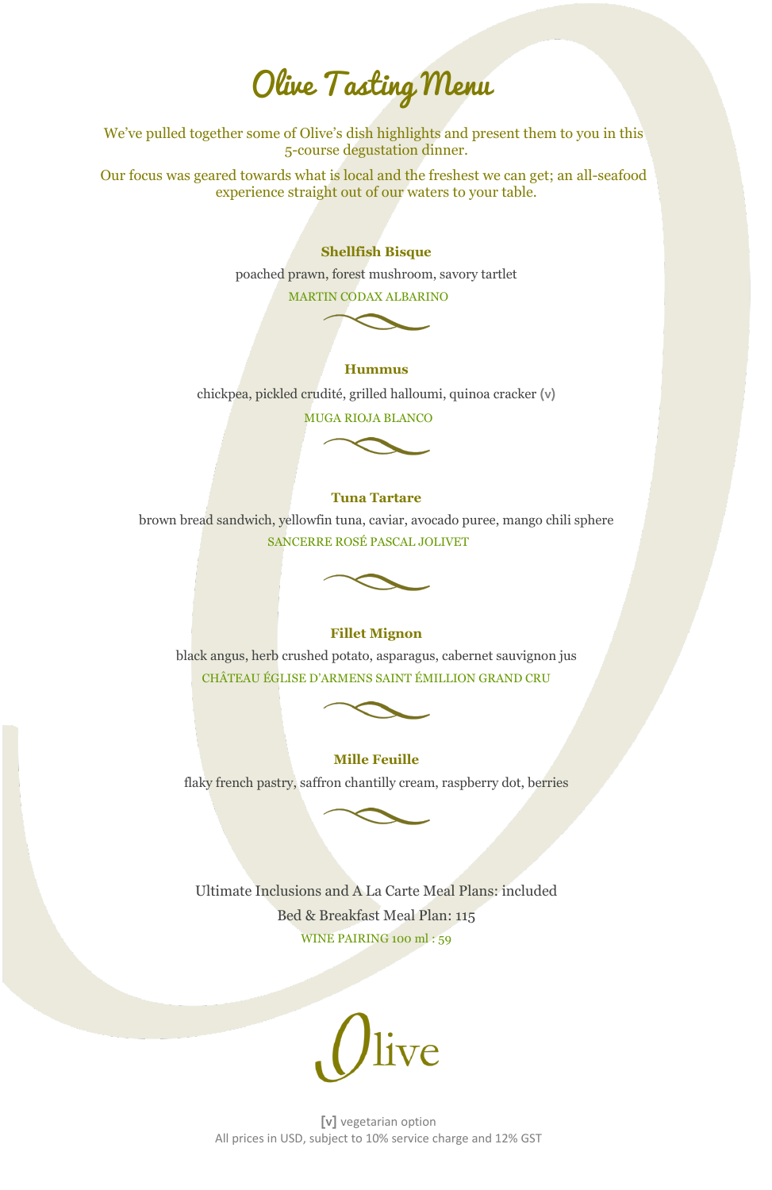# Olive Tasting Menu

We've pulled together some of Olive's dish highlights and present them to you in this 5-course degustation dinner.

Our focus was geared towards what is local and the freshest we can get; an all-seafood experience straight out of our waters to your table.

**Shellfish Bisque**

poached prawn, forest mushroom, savory tartlet

MARTIN CODAX ALBARINO

**Hummus**

chickpea, pickled crudité, grilled halloumi, quinoa cracker **(v)**

MUGA RIOJA BLANCO

**Tuna Tartare**

brown bread sandwich, yellowfin tuna, caviar, avocado puree, mango chili sphere

SANCERRE ROSÉ PASCAL JOLIVET

**Fillet Mignon**

black angus, herb crushed potato, asparagus, cabernet sauvignon jus

CHÂTEAU ÉGLISE D'ARMENS SAINT ÉMILLION GRAND CRU

**Mille Feuille**

flaky french pastry, saffron chantilly cream, raspberry dot, berries

Ultimate Inclusions and A La Carte Meal Plans: included

Bed & Breakfast Meal Plan: 115

WINE PAIRING 100 ml : 59

Olive

**[v]** vegetarian option

All prices in USD, subject to 10% service charge and 12% GST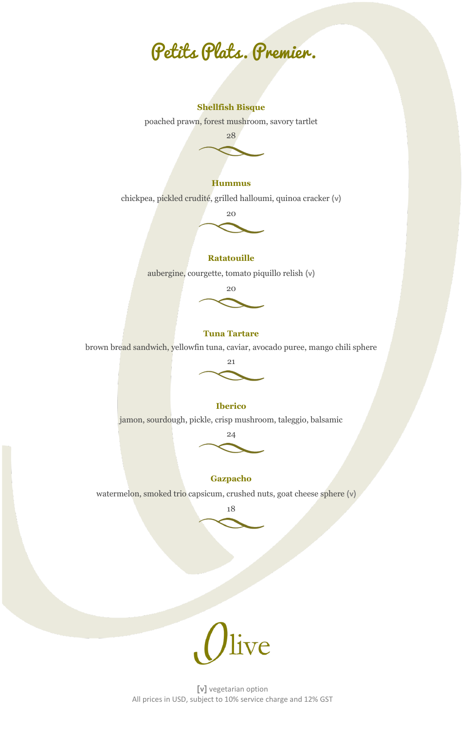# Petits Plats. Premier.

**Shellfish Bisque**

poached prawn, forest mushroom, savory tartlet

28

**Hummus**

chickpea, pickled crudité, grilled halloumi, quinoa cracker **(v)**

20

**Ratatouille**

aubergine, courgette, tomato piquillo relish **(v)**

20

**Tuna Tartare**

brown bread sandwich, yellowfin tuna, caviar, avocado puree, mango chili sphere

21

**Iberico**

jamon, sourdough, pickle, crisp mushroom, taleggio, balsamic

24

**Gazpacho**

watermelon, smoked trio capsicum, crushed nuts, goat cheese sphere **(v)**

18

Olive

**[v]** vegetarian option

All prices in USD, subject to 10% service charge and 12% GST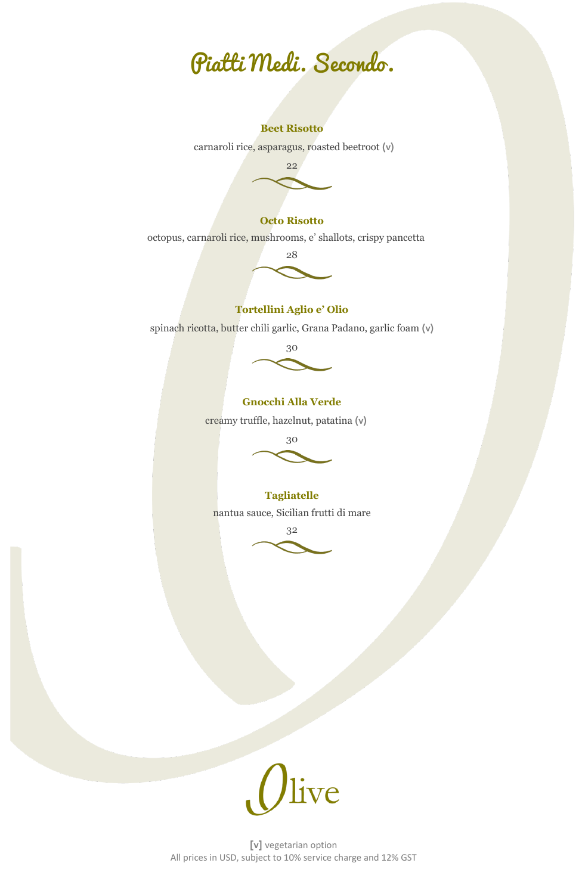# Piatti Medi. Secondo.

**Beet Risotto**

carnaroli rice, asparagus, roasted beetroot **(v)**

22

**Octo Risotto**

octopus, carnaroli rice, mushrooms, e' shallots, crispy pancetta

28

**Tortellini Aglio e' Olio**

spinach ricotta, butter chili garlic, Grana Padano, garlic foam **(v)**

30

**Gnocchi Alla Verde**

creamy truffle, hazelnut, patatina **(v)**

30

**Tagliatelle**

nantua sauce, Sicilian frutti di mare

32

Olive

**[v]** vegetarian option

All prices in USD, subject to 10% service charge and 12% GST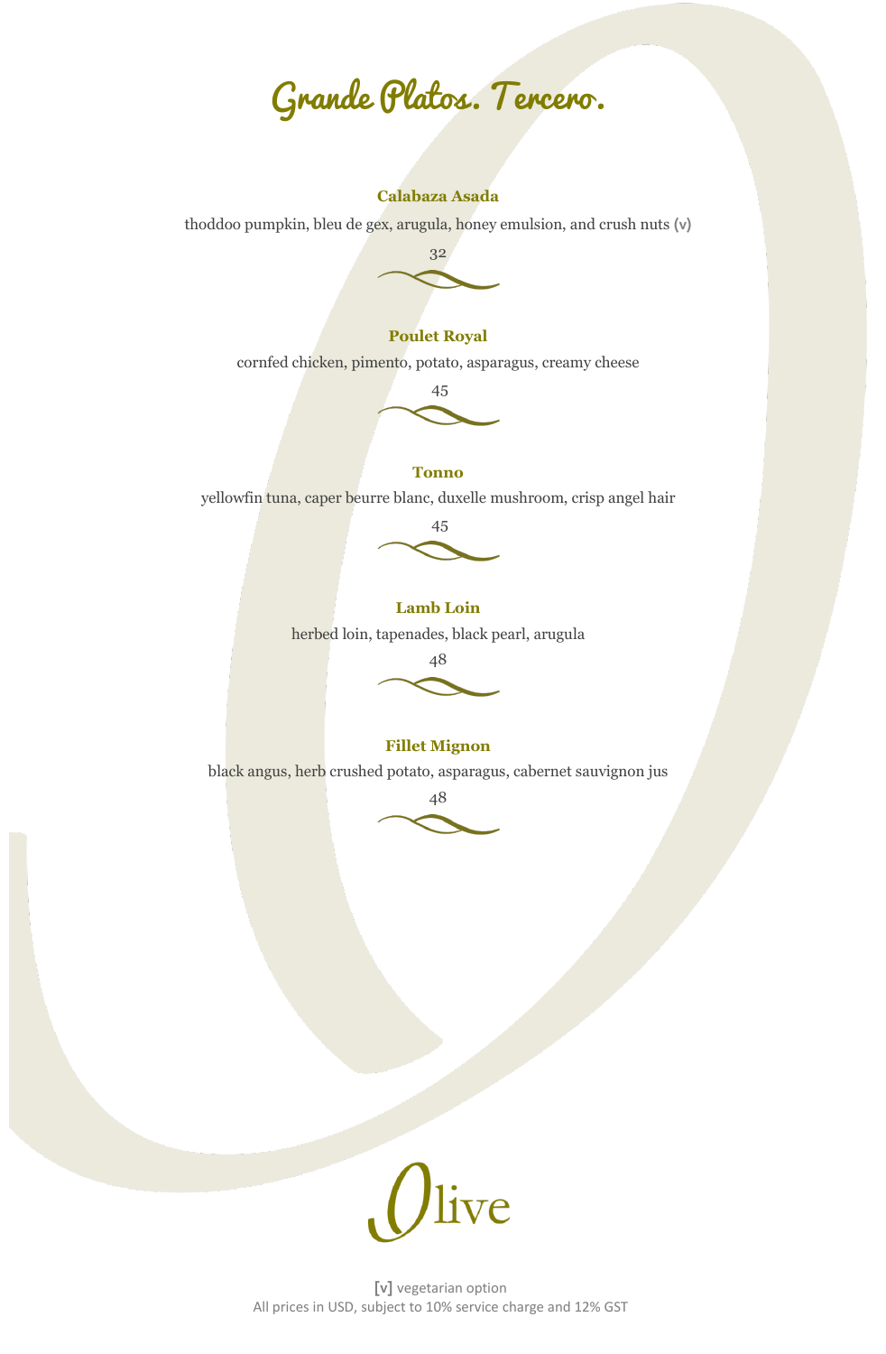# Grande Platos. Tercero.

### Calabaza Asada

thoddoo pumpkin, bleu de gex, arugula, honey emulsion, and crush nuts **(v)**

32

### Poulet Royal

cornfed chicken, pimento, potato, asparagus, creamy cheese

45

### Tonno

yellowfin tuna, caper beurre blanc, duxelle mushroom, crisp angel hair

45

### Lamb Loin

herbed loin, tapenades, black pearl, arugula

48

### Fillet Mignon

black angus, herb crushed potato, asparagus, cabernet sauvignon jus

48

Olive

**[v]** vegetarian option

All prices in USD, subject to 10% service charge and 12% GST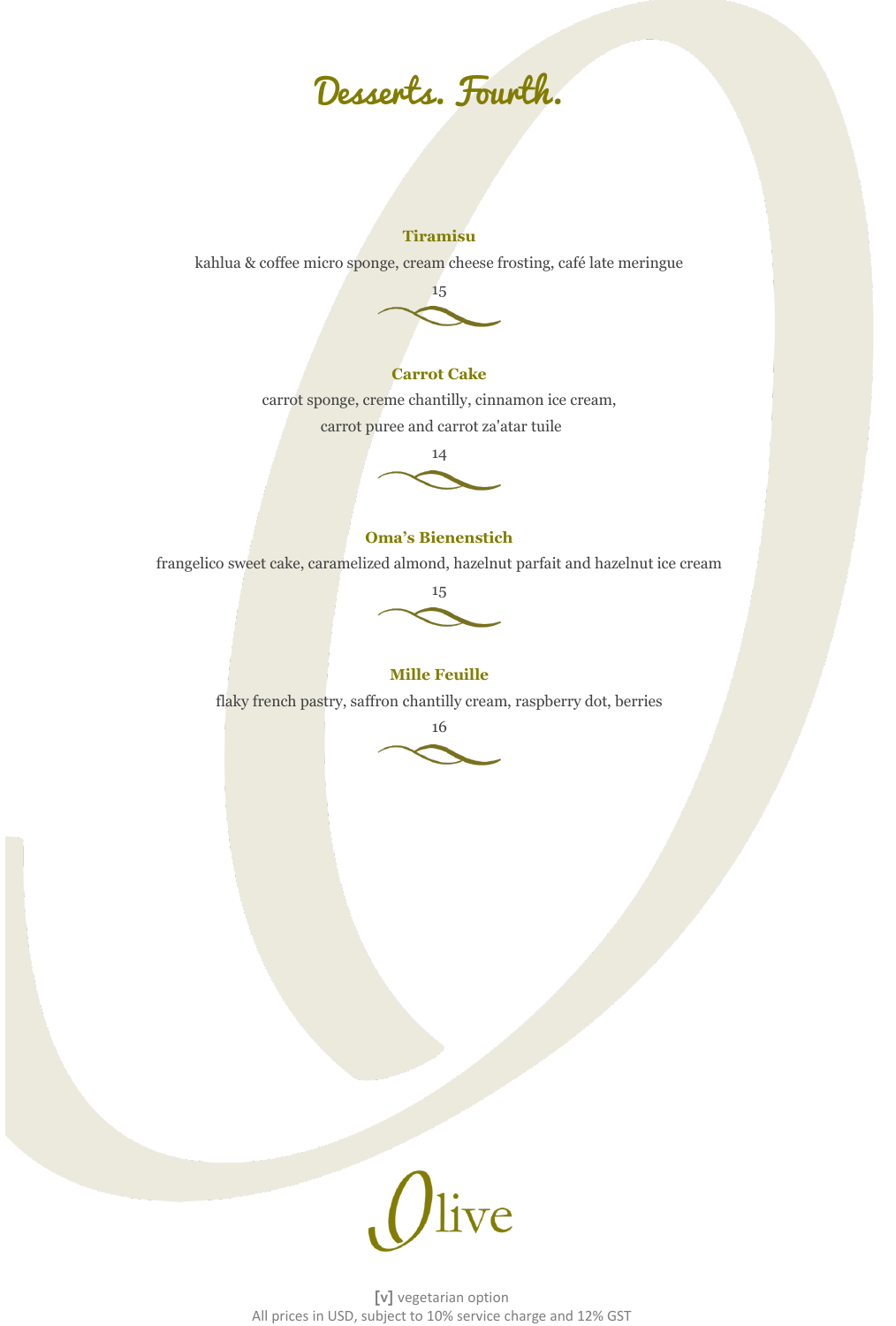# Desserts. Fourth.

**Tiramisu**

kahlua & coffee micro sponge, cream cheese frosting, café late meringue

15

**Carrot Cake**

carrot sponge, creme chantilly, cinnamon ice cream,
carrot puree and carrot za'atar tuile

14

**Oma's Bienenstich**

frangelico sweet cake, caramelized almond, hazelnut parfait and hazelnut ice cream

15

**Mille Feuille**

flaky french pastry, saffron chantilly cream, raspberry dot, berries

16

Olive

**[v]** vegetarian option
All prices in USD, subject to 10% service charge and 12% GST